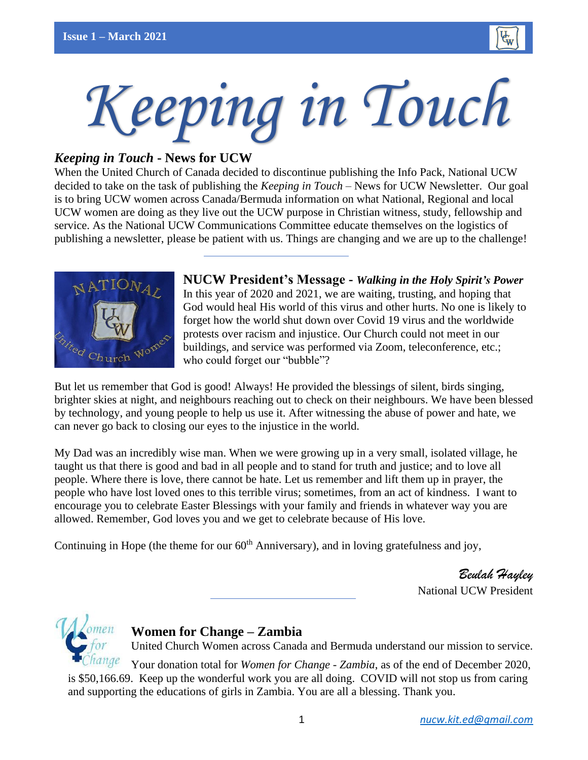# Keeping in Touch

## *Keeping in Touch* - News for UCW

When the United Church of Canada decided to discontinue publishing the Info Pack, National UCW decided to take on the task of publishing the *Keeping in Touch* – News for UCW Newsletter. Our goal is to bring UCW women across Canada/Bermuda information on what National, Regional and local UCW women are doing as they live out the UCW purpose in Christian witness, study, fellowship and service. As the National UCW Communications Committee educate themselves on the logistics of publishing a newsletter, please be patient with us. Things are changing and we are up to the challenge!

---

## NUCW President's Message - *Walking in the Holy Spirit's Power*

In this year of 2020 and 2021, we are waiting, trusting, and hoping that God would heal His world of this virus and other hurts. No one is likely to forget how the world shut down over Covid 19 virus and the worldwide protests over racism and injustice. Our Church could not meet in our buildings, and service was performed via Zoom, teleconference, etc.; who could forget our "bubble"?

But let us remember that God is good! Always! He provided the blessings of silent, birds singing, brighter skies at night, and neighbours reaching out to check on their neighbours. We have been blessed by technology, and young people to help us use it. After witnessing the abuse of power and hate, we can never go back to closing our eyes to the injustice in the world.

My Dad was an incredibly wise man. When we were growing up in a very small, isolated village, he taught us that there is good and bad in all people and to stand for truth and justice; and to love all people. Where there is love, there cannot be hate. Let us remember and lift them up in prayer, the people who have lost loved ones to this terrible virus; sometimes, from an act of kindness. I want to encourage you to celebrate Easter Blessings with your family and friends in whatever way you are allowed. Remember, God loves you and we get to celebrate because of His love.

Continuing in Hope (the theme for our 60th Anniversary), and in loving gratefulness and joy,

*Beulah Hayley*
National UCW President

---

## Women for Change – Zambia

United Church Women across Canada and Bermuda understand our mission to service. Your donation total for *Women for Change - Zambia*, as of the end of December 2020, is $50,166.69. Keep up the wonderful work you are all doing. COVID will not stop us from caring and supporting the educations of girls in Zambia. You are all a blessing. Thank you.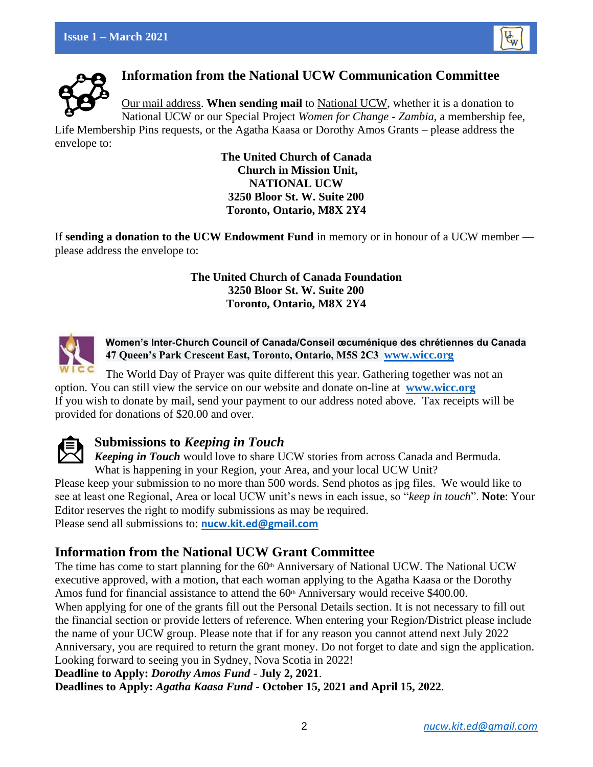## Information from the National UCW Communication Committee

Our mail address. **When sending mail** to National UCW, whether it is a donation to National UCW or our Special Project *Women for Change - Zambia*, a membership fee, Life Membership Pins requests, or the Agatha Kaasa or Dorothy Amos Grants – please address the envelope to:

**The United Church of Canada**
**Church in Mission Unit,**
**NATIONAL UCW**
**3250 Bloor St. W. Suite 200**
**Toronto, Ontario, M8X 2Y4**

If **sending a donation to the UCW Endowment Fund** in memory or in honour of a UCW member — please address the envelope to:

**The United Church of Canada Foundation**
**3250 Bloor St. W. Suite 200**
**Toronto, Ontario, M8X 2Y4**

**Women's Inter-Church Council of Canada/Conseil œcuménique des chrétiennes du Canada**
**47 Queen's Park Crescent East, Toronto, Ontario, M5S 2C3** **www.wicc.org**

The World Day of Prayer was quite different this year. Gathering together was not an option. You can still view the service on our website and donate on-line at **www.wicc.org**
If you wish to donate by mail, send your payment to our address noted above. Tax receipts will be provided for donations of $20.00 and over.

## Submissions to *Keeping in Touch*

***Keeping in Touch*** would love to share UCW stories from across Canada and Bermuda. What is happening in your Region, your Area, and your local UCW Unit?
Please keep your submission to no more than 500 words. Send photos as jpg files. We would like to see at least one Regional, Area or local UCW unit's news in each issue, so "*keep in touch*". **Note**: Your Editor reserves the right to modify submissions as may be required.
Please send all submissions to: **nucw.kit.ed@gmail.com**

## Information from the National UCW Grant Committee

The time has come to start planning for the 60th Anniversary of National UCW. The National UCW executive approved, with a motion, that each woman applying to the Agatha Kaasa or the Dorothy Amos fund for financial assistance to attend the 60th Anniversary would receive $400.00.
When applying for one of the grants fill out the Personal Details section. It is not necessary to fill out the financial section or provide letters of reference. When entering your Region/District please include the name of your UCW group. Please note that if for any reason you cannot attend next July 2022 Anniversary, you are required to return the grant money. Do not forget to date and sign the application. Looking forward to seeing you in Sydney, Nova Scotia in 2022!
**Deadline to Apply:** ***Dorothy Amos Fund*** **- July 2, 2021**.
**Deadlines to Apply:** ***Agatha Kaasa Fund*** **- October 15, 2021 and April 15, 2022**.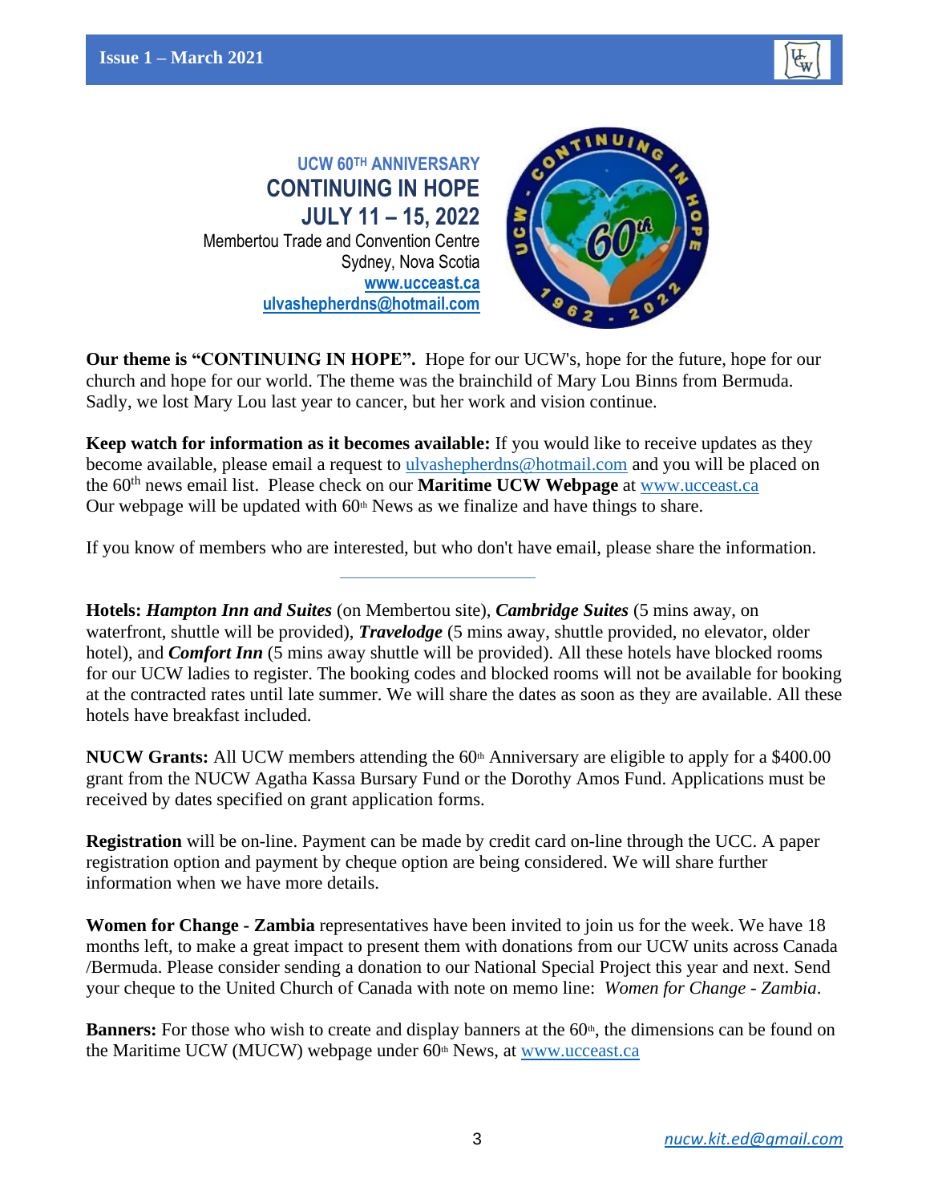## UCW 60TH ANNIVERSARY

# CONTINUING IN HOPE

## JULY 11 – 15, 2022

Membertou Trade and Convention Centre
Sydney, Nova Scotia
www.ucceast.ca
ulvashepherdns@hotmail.com

**Our theme is "CONTINUING IN HOPE".** Hope for our UCW's, hope for the future, hope for our church and hope for our world. The theme was the brainchild of Mary Lou Binns from Bermuda. Sadly, we lost Mary Lou last year to cancer, but her work and vision continue.

**Keep watch for information as it becomes available:** If you would like to receive updates as they become available, please email a request to ulvashepherdns@hotmail.com and you will be placed on the 60th news email list. Please check on our **Maritime UCW Webpage** at www.ucceast.ca
Our webpage will be updated with 60th News as we finalize and have things to share.

If you know of members who are interested, but who don't have email, please share the information.

---

**Hotels:** ***Hampton Inn and Suites*** (on Membertou site), ***Cambridge Suites*** (5 mins away, on waterfront, shuttle will be provided), ***Travelodge*** (5 mins away, shuttle provided, no elevator, older hotel), and ***Comfort Inn*** (5 mins away shuttle will be provided). All these hotels have blocked rooms for our UCW ladies to register. The booking codes and blocked rooms will not be available for booking at the contracted rates until late summer. We will share the dates as soon as they are available. All these hotels have breakfast included.

**NUCW Grants:** All UCW members attending the 60th Anniversary are eligible to apply for a $400.00 grant from the NUCW Agatha Kassa Bursary Fund or the Dorothy Amos Fund. Applications must be received by dates specified on grant application forms.

**Registration** will be on-line. Payment can be made by credit card on-line through the UCC. A paper registration option and payment by cheque option are being considered. We will share further information when we have more details.

**Women for Change - Zambia** representatives have been invited to join us for the week. We have 18 months left, to make a great impact to present them with donations from our UCW units across Canada /Bermuda. Please consider sending a donation to our National Special Project this year and next. Send your cheque to the United Church of Canada with note on memo line: *Women for Change - Zambia*.

**Banners:** For those who wish to create and display banners at the 60th, the dimensions can be found on the Maritime UCW (MUCW) webpage under 60th News, at www.ucceast.ca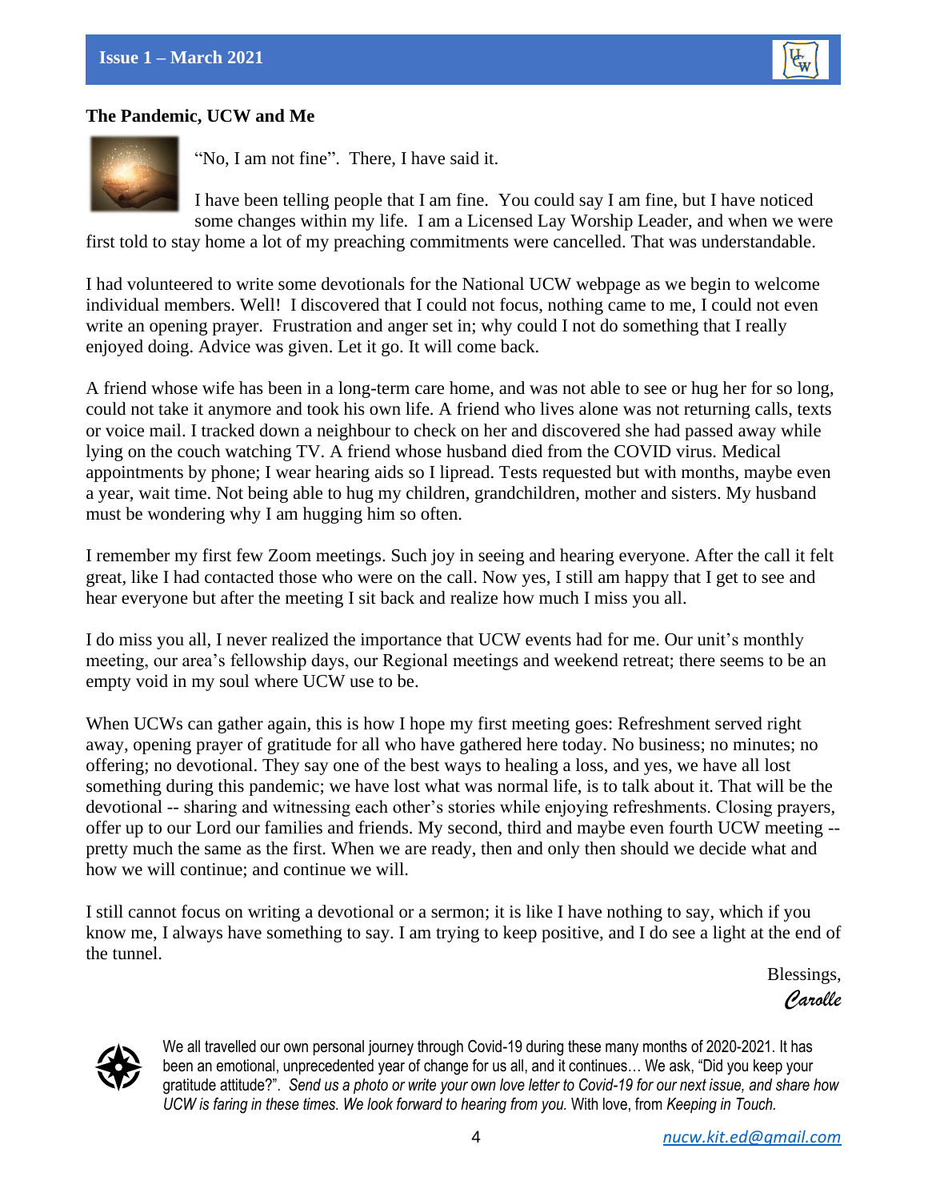## The Pandemic, UCW and Me

"No, I am not fine". There, I have said it.

I have been telling people that I am fine. You could say I am fine, but I have noticed some changes within my life. I am a Licensed Lay Worship Leader, and when we were first told to stay home a lot of my preaching commitments were cancelled. That was understandable.

I had volunteered to write some devotionals for the National UCW webpage as we begin to welcome individual members. Well! I discovered that I could not focus, nothing came to me, I could not even write an opening prayer. Frustration and anger set in; why could I not do something that I really enjoyed doing. Advice was given. Let it go. It will come back.

A friend whose wife has been in a long-term care home, and was not able to see or hug her for so long, could not take it anymore and took his own life. A friend who lives alone was not returning calls, texts or voice mail. I tracked down a neighbour to check on her and discovered she had passed away while lying on the couch watching TV. A friend whose husband died from the COVID virus. Medical appointments by phone; I wear hearing aids so I lipread. Tests requested but with months, maybe even a year, wait time. Not being able to hug my children, grandchildren, mother and sisters. My husband must be wondering why I am hugging him so often.

I remember my first few Zoom meetings. Such joy in seeing and hearing everyone. After the call it felt great, like I had contacted those who were on the call. Now yes, I still am happy that I get to see and hear everyone but after the meeting I sit back and realize how much I miss you all.

I do miss you all, I never realized the importance that UCW events had for me. Our unit's monthly meeting, our area's fellowship days, our Regional meetings and weekend retreat; there seems to be an empty void in my soul where UCW use to be.

When UCWs can gather again, this is how I hope my first meeting goes: Refreshment served right away, opening prayer of gratitude for all who have gathered here today. No business; no minutes; no offering; no devotional. They say one of the best ways to healing a loss, and yes, we have all lost something during this pandemic; we have lost what was normal life, is to talk about it. That will be the devotional -- sharing and witnessing each other's stories while enjoying refreshments. Closing prayers, offer up to our Lord our families and friends. My second, third and maybe even fourth UCW meeting -- pretty much the same as the first. When we are ready, then and only then should we decide what and how we will continue; and continue we will.

I still cannot focus on writing a devotional or a sermon; it is like I have nothing to say, which if you know me, I always have something to say. I am trying to keep positive, and I do see a light at the end of the tunnel.

Blessings,
*Carolle*

We all travelled our own personal journey through Covid-19 during these many months of 2020-2021. It has been an emotional, unprecedented year of change for us all, and it continues… We ask, "Did you keep your gratitude attitude?". *Send us a photo or write your own love letter to Covid-19 for our next issue, and share how UCW is faring in these times. We look forward to hearing from you.* With love, from *Keeping in Touch.*

nucw.kit.ed@gmail.com